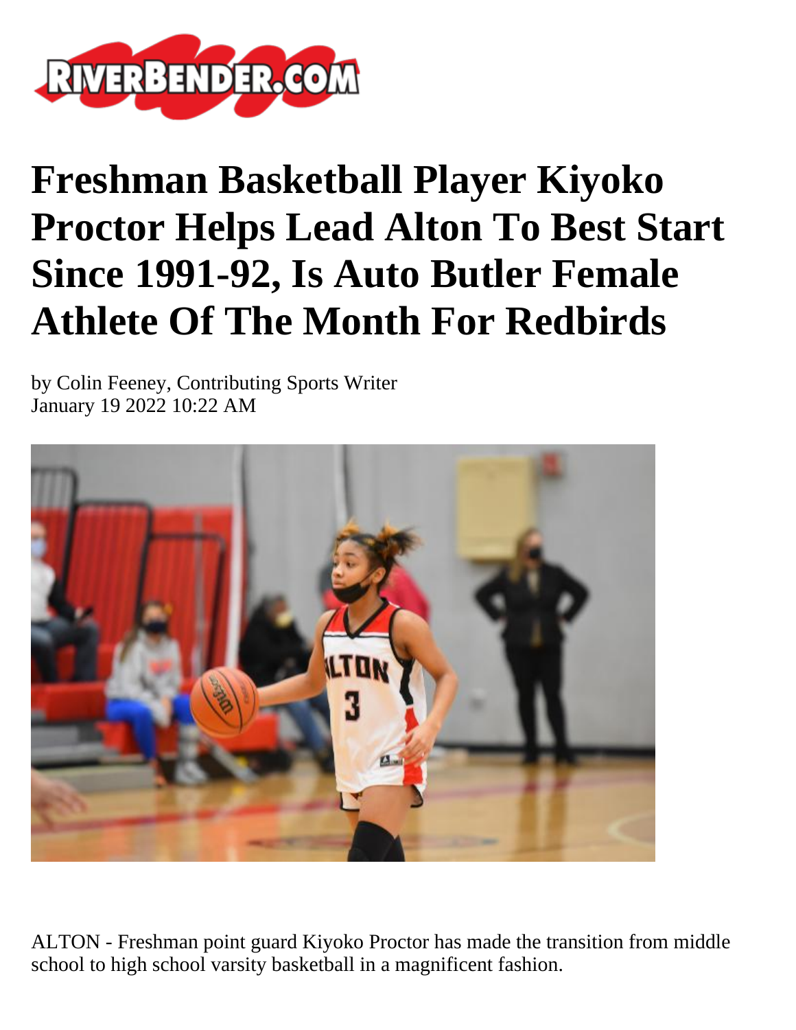# Freshman Basketball Player Kiyoko Proctor Helps Lead Alton To Best Start Since 1991-92, Is Auto Butler Female Athlete Of The Month For Redbirds

by Colin Feeney, Contributing Sports Writer
January 19 2022 10:22 AM

ALTON - Freshman point guard Kiyoko Proctor has made the transition from middle school to high school varsity basketball in a magnificent fashion.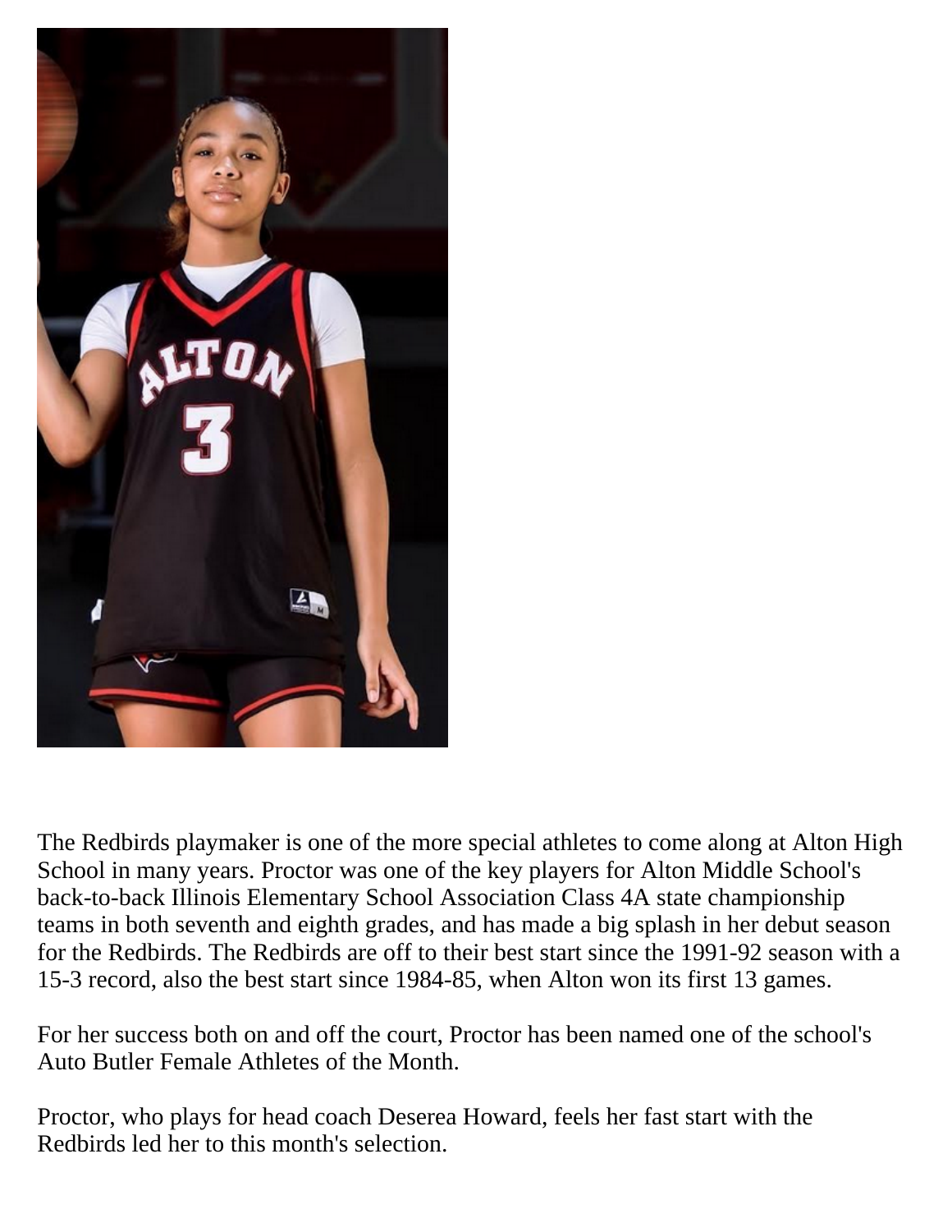The Redbirds playmaker is one of the more special athletes to come along at Alton High School in many years. Proctor was one of the key players for Alton Middle School's back-to-back Illinois Elementary School Association Class 4A state championship teams in both seventh and eighth grades, and has made a big splash in her debut season for the Redbirds. The Redbirds are off to their best start since the 1991-92 season with a 15-3 record, also the best start since 1984-85, when Alton won its first 13 games.

For her success both on and off the court, Proctor has been named one of the school's Auto Butler Female Athletes of the Month.

Proctor, who plays for head coach Deserea Howard, feels her fast start with the Redbirds led her to this month's selection.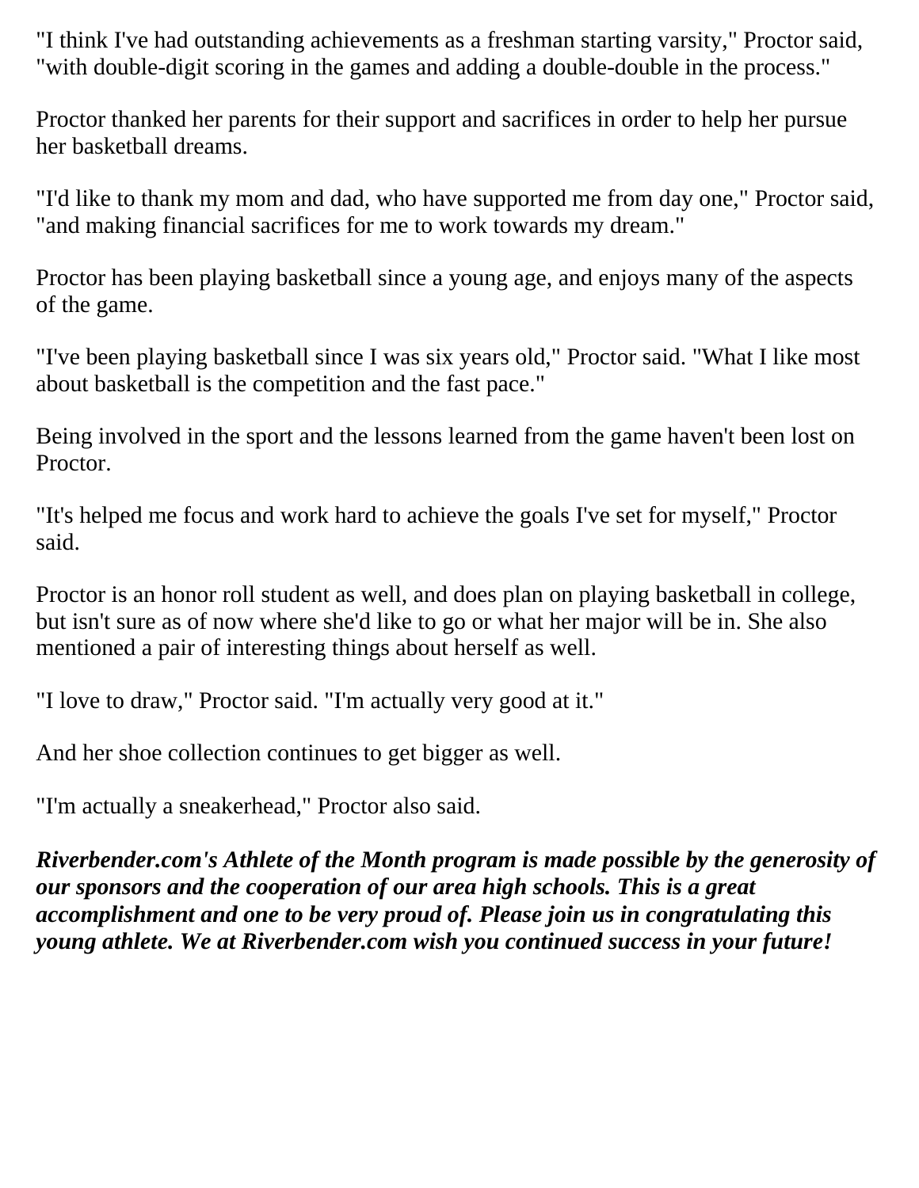"I think I've had outstanding achievements as a freshman starting varsity," Proctor said, "with double-digit scoring in the games and adding a double-double in the process."

Proctor thanked her parents for their support and sacrifices in order to help her pursue her basketball dreams.

"I'd like to thank my mom and dad, who have supported me from day one," Proctor said, "and making financial sacrifices for me to work towards my dream."

Proctor has been playing basketball since a young age, and enjoys many of the aspects of the game.

"I've been playing basketball since I was six years old," Proctor said. "What I like most about basketball is the competition and the fast pace."

Being involved in the sport and the lessons learned from the game haven't been lost on Proctor.

"It's helped me focus and work hard to achieve the goals I've set for myself," Proctor said.

Proctor is an honor roll student as well, and does plan on playing basketball in college, but isn't sure as of now where she'd like to go or what her major will be in. She also mentioned a pair of interesting things about herself as well.

"I love to draw," Proctor said. "I'm actually very good at it."

And her shoe collection continues to get bigger as well.

"I'm actually a sneakerhead," Proctor also said.

***Riverbender.com's Athlete of the Month program is made possible by the generosity of our sponsors and the cooperation of our area high schools. This is a great accomplishment and one to be very proud of. Please join us in congratulating this young athlete. We at Riverbender.com wish you continued success in your future!***